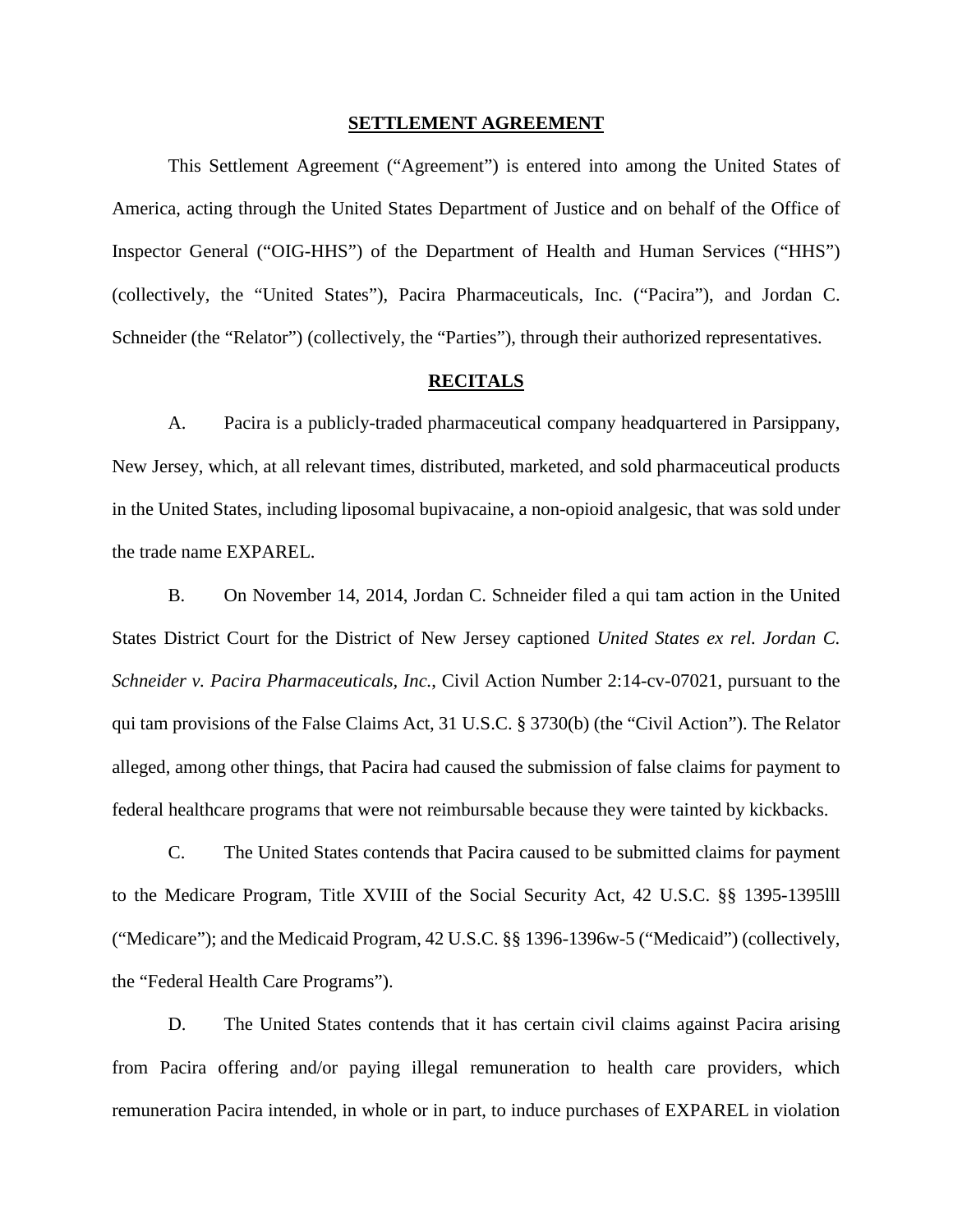**SETTLEMENT AGREEMENT**

This Settlement Agreement ("Agreement") is entered into among the United States of America, acting through the United States Department of Justice and on behalf of the Office of Inspector General ("OIG-HHS") of the Department of Health and Human Services ("HHS") (collectively, the "United States"), Pacira Pharmaceuticals, Inc. ("Pacira"), and Jordan C. Schneider (the "Relator") (collectively, the "Parties"), through their authorized representatives.

**RECITALS**

A. Pacira is a publicly-traded pharmaceutical company headquartered in Parsippany, New Jersey, which, at all relevant times, distributed, marketed, and sold pharmaceutical products in the United States, including liposomal bupivacaine, a non-opioid analgesic, that was sold under the trade name EXPAREL.

B. On November 14, 2014, Jordan C. Schneider filed a qui tam action in the United States District Court for the District of New Jersey captioned *United States ex rel. Jordan C. Schneider v. Pacira Pharmaceuticals, Inc.*, Civil Action Number 2:14-cv-07021, pursuant to the qui tam provisions of the False Claims Act, 31 U.S.C. § 3730(b) (the "Civil Action"). The Relator alleged, among other things, that Pacira had caused the submission of false claims for payment to federal healthcare programs that were not reimbursable because they were tainted by kickbacks.

C. The United States contends that Pacira caused to be submitted claims for payment to the Medicare Program, Title XVIII of the Social Security Act, 42 U.S.C. §§ 1395-1395lll ("Medicare"); and the Medicaid Program, 42 U.S.C. §§ 1396-1396w-5 ("Medicaid") (collectively, the "Federal Health Care Programs").

D. The United States contends that it has certain civil claims against Pacira arising from Pacira offering and/or paying illegal remuneration to health care providers, which remuneration Pacira intended, in whole or in part, to induce purchases of EXPAREL in violation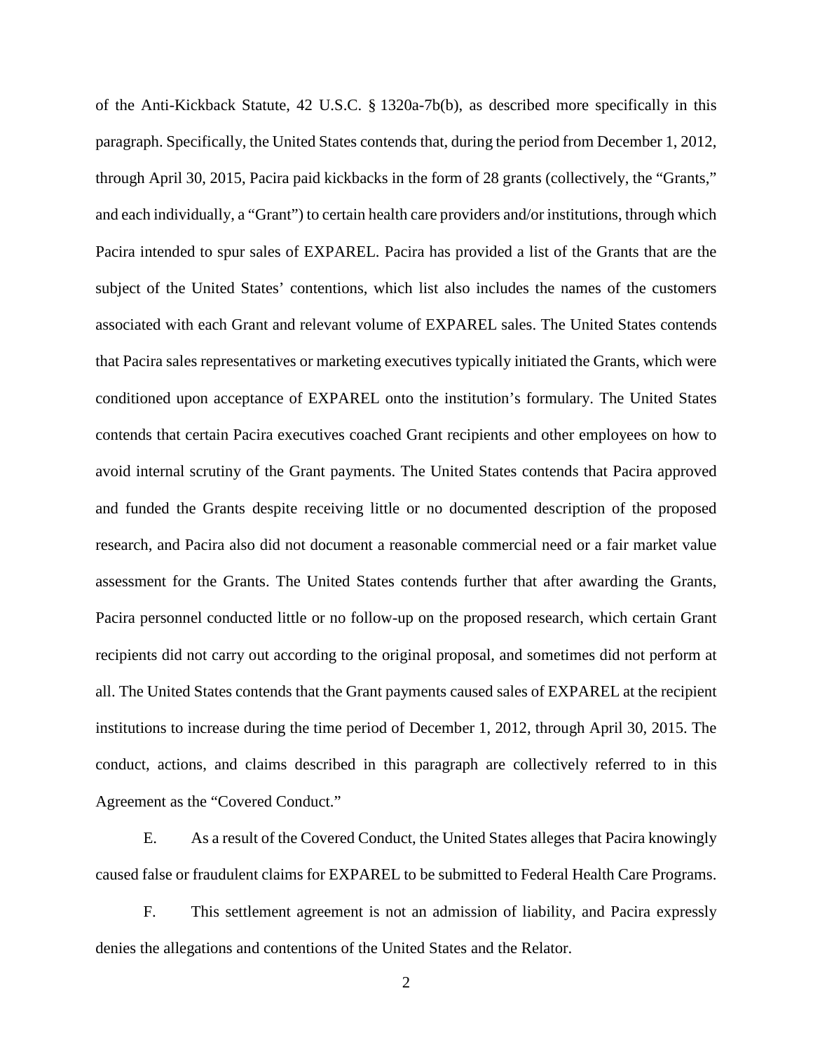of the Anti-Kickback Statute, 42 U.S.C. § 1320a-7b(b), as described more specifically in this paragraph. Specifically, the United States contends that, during the period from December 1, 2012, through April 30, 2015, Pacira paid kickbacks in the form of 28 grants (collectively, the "Grants," and each individually, a "Grant") to certain health care providers and/or institutions, through which Pacira intended to spur sales of EXPAREL. Pacira has provided a list of the Grants that are the subject of the United States' contentions, which list also includes the names of the customers associated with each Grant and relevant volume of EXPAREL sales. The United States contends that Pacira sales representatives or marketing executives typically initiated the Grants, which were conditioned upon acceptance of EXPAREL onto the institution's formulary. The United States contends that certain Pacira executives coached Grant recipients and other employees on how to avoid internal scrutiny of the Grant payments. The United States contends that Pacira approved and funded the Grants despite receiving little or no documented description of the proposed research, and Pacira also did not document a reasonable commercial need or a fair market value assessment for the Grants. The United States contends further that after awarding the Grants, Pacira personnel conducted little or no follow-up on the proposed research, which certain Grant recipients did not carry out according to the original proposal, and sometimes did not perform at all. The United States contends that the Grant payments caused sales of EXPAREL at the recipient institutions to increase during the time period of December 1, 2012, through April 30, 2015. The conduct, actions, and claims described in this paragraph are collectively referred to in this Agreement as the "Covered Conduct."

E. As a result of the Covered Conduct, the United States alleges that Pacira knowingly caused false or fraudulent claims for EXPAREL to be submitted to Federal Health Care Programs.

F. This settlement agreement is not an admission of liability, and Pacira expressly denies the allegations and contentions of the United States and the Relator.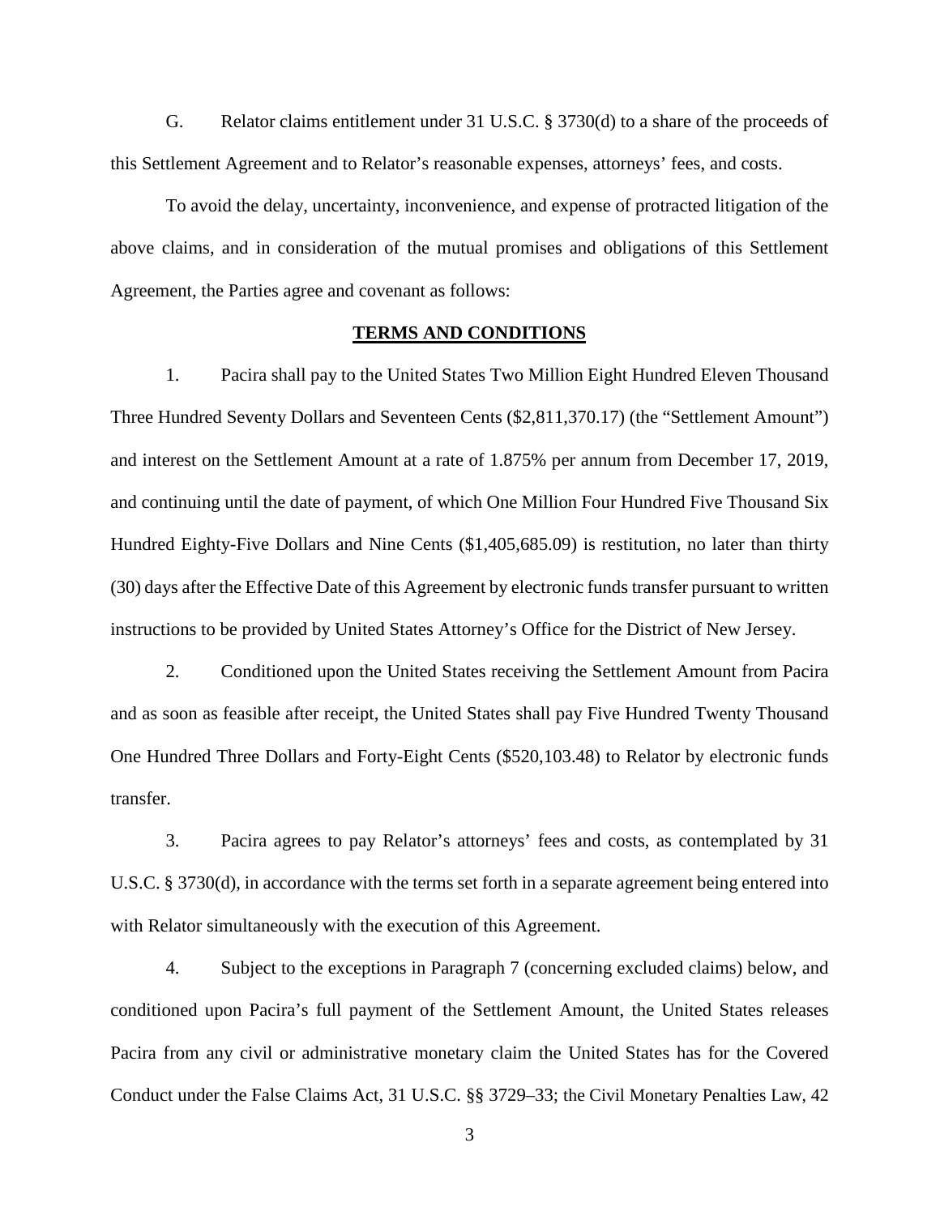G. Relator claims entitlement under 31 U.S.C. § 3730(d) to a share of the proceeds of this Settlement Agreement and to Relator's reasonable expenses, attorneys' fees, and costs.

To avoid the delay, uncertainty, inconvenience, and expense of protracted litigation of the above claims, and in consideration of the mutual promises and obligations of this Settlement Agreement, the Parties agree and covenant as follows:

## **TERMS AND CONDITIONS**

1. Pacira shall pay to the United States Two Million Eight Hundred Eleven Thousand Three Hundred Seventy Dollars and Seventeen Cents ($2,811,370.17) (the "Settlement Amount") and interest on the Settlement Amount at a rate of 1.875% per annum from December 17, 2019, and continuing until the date of payment, of which One Million Four Hundred Five Thousand Six Hundred Eighty-Five Dollars and Nine Cents ($1,405,685.09) is restitution, no later than thirty (30) days after the Effective Date of this Agreement by electronic funds transfer pursuant to written instructions to be provided by United States Attorney's Office for the District of New Jersey.

2. Conditioned upon the United States receiving the Settlement Amount from Pacira and as soon as feasible after receipt, the United States shall pay Five Hundred Twenty Thousand One Hundred Three Dollars and Forty-Eight Cents ($520,103.48) to Relator by electronic funds transfer.

3. Pacira agrees to pay Relator's attorneys' fees and costs, as contemplated by 31 U.S.C. § 3730(d), in accordance with the terms set forth in a separate agreement being entered into with Relator simultaneously with the execution of this Agreement.

4. Subject to the exceptions in Paragraph 7 (concerning excluded claims) below, and conditioned upon Pacira's full payment of the Settlement Amount, the United States releases Pacira from any civil or administrative monetary claim the United States has for the Covered Conduct under the False Claims Act, 31 U.S.C. §§ 3729–33; the Civil Monetary Penalties Law, 42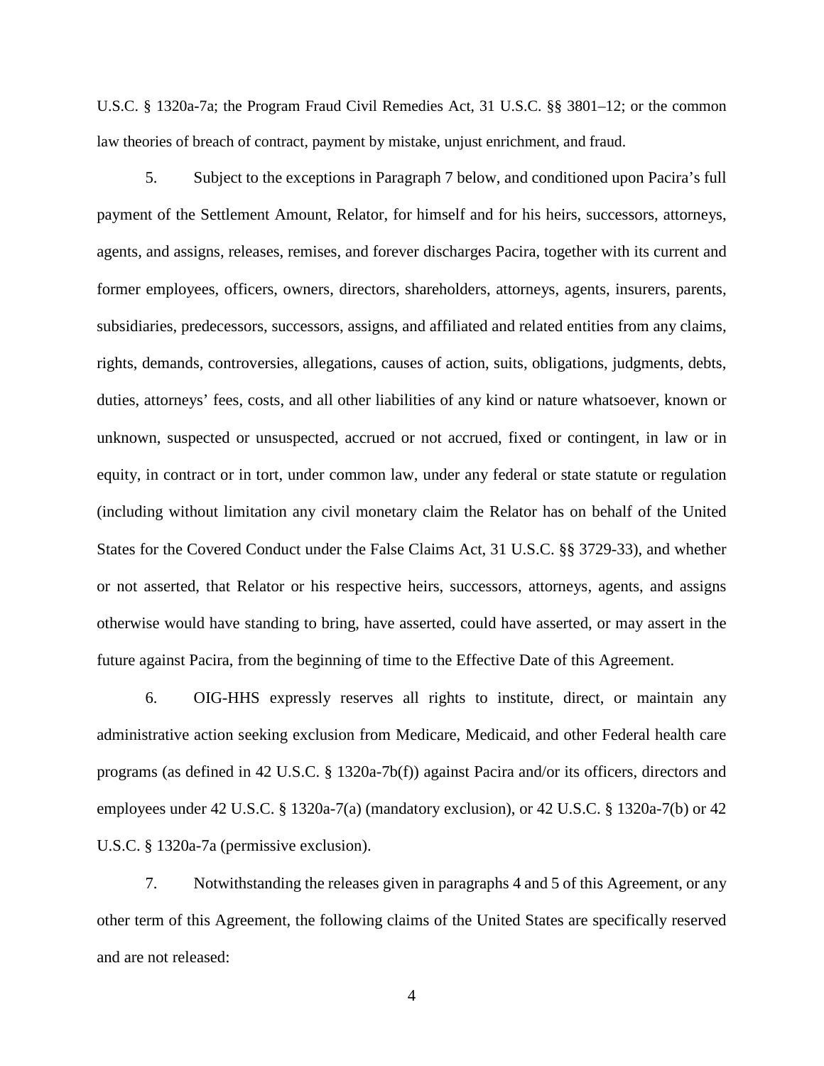U.S.C. § 1320a-7a; the Program Fraud Civil Remedies Act, 31 U.S.C. §§ 3801–12; or the common law theories of breach of contract, payment by mistake, unjust enrichment, and fraud.

5. Subject to the exceptions in Paragraph 7 below, and conditioned upon Pacira's full payment of the Settlement Amount, Relator, for himself and for his heirs, successors, attorneys, agents, and assigns, releases, remises, and forever discharges Pacira, together with its current and former employees, officers, owners, directors, shareholders, attorneys, agents, insurers, parents, subsidiaries, predecessors, successors, assigns, and affiliated and related entities from any claims, rights, demands, controversies, allegations, causes of action, suits, obligations, judgments, debts, duties, attorneys' fees, costs, and all other liabilities of any kind or nature whatsoever, known or unknown, suspected or unsuspected, accrued or not accrued, fixed or contingent, in law or in equity, in contract or in tort, under common law, under any federal or state statute or regulation (including without limitation any civil monetary claim the Relator has on behalf of the United States for the Covered Conduct under the False Claims Act, 31 U.S.C. §§ 3729-33), and whether or not asserted, that Relator or his respective heirs, successors, attorneys, agents, and assigns otherwise would have standing to bring, have asserted, could have asserted, or may assert in the future against Pacira, from the beginning of time to the Effective Date of this Agreement.

6. OIG-HHS expressly reserves all rights to institute, direct, or maintain any administrative action seeking exclusion from Medicare, Medicaid, and other Federal health care programs (as defined in 42 U.S.C. § 1320a-7b(f)) against Pacira and/or its officers, directors and employees under 42 U.S.C. § 1320a-7(a) (mandatory exclusion), or 42 U.S.C. § 1320a-7(b) or 42 U.S.C. § 1320a-7a (permissive exclusion).

7. Notwithstanding the releases given in paragraphs 4 and 5 of this Agreement, or any other term of this Agreement, the following claims of the United States are specifically reserved and are not released: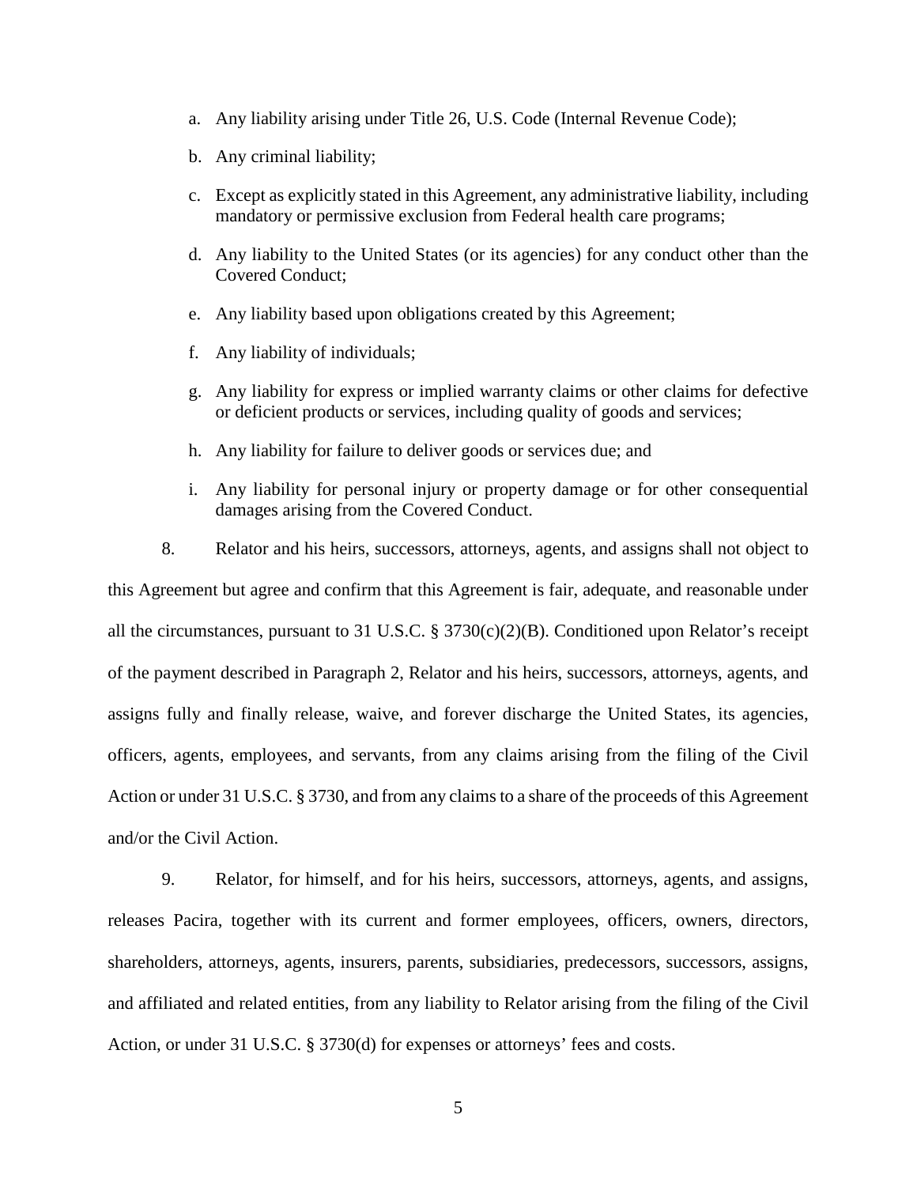a. Any liability arising under Title 26, U.S. Code (Internal Revenue Code);

b. Any criminal liability;

c. Except as explicitly stated in this Agreement, any administrative liability, including mandatory or permissive exclusion from Federal health care programs;

d. Any liability to the United States (or its agencies) for any conduct other than the Covered Conduct;

e. Any liability based upon obligations created by this Agreement;

f. Any liability of individuals;

g. Any liability for express or implied warranty claims or other claims for defective or deficient products or services, including quality of goods and services;

h. Any liability for failure to deliver goods or services due; and

i. Any liability for personal injury or property damage or for other consequential damages arising from the Covered Conduct.

8. Relator and his heirs, successors, attorneys, agents, and assigns shall not object to this Agreement but agree and confirm that this Agreement is fair, adequate, and reasonable under all the circumstances, pursuant to 31 U.S.C. § 3730(c)(2)(B). Conditioned upon Relator's receipt of the payment described in Paragraph 2, Relator and his heirs, successors, attorneys, agents, and assigns fully and finally release, waive, and forever discharge the United States, its agencies, officers, agents, employees, and servants, from any claims arising from the filing of the Civil Action or under 31 U.S.C. § 3730, and from any claims to a share of the proceeds of this Agreement and/or the Civil Action.

9. Relator, for himself, and for his heirs, successors, attorneys, agents, and assigns, releases Pacira, together with its current and former employees, officers, owners, directors, shareholders, attorneys, agents, insurers, parents, subsidiaries, predecessors, successors, assigns, and affiliated and related entities, from any liability to Relator arising from the filing of the Civil Action, or under 31 U.S.C. § 3730(d) for expenses or attorneys' fees and costs.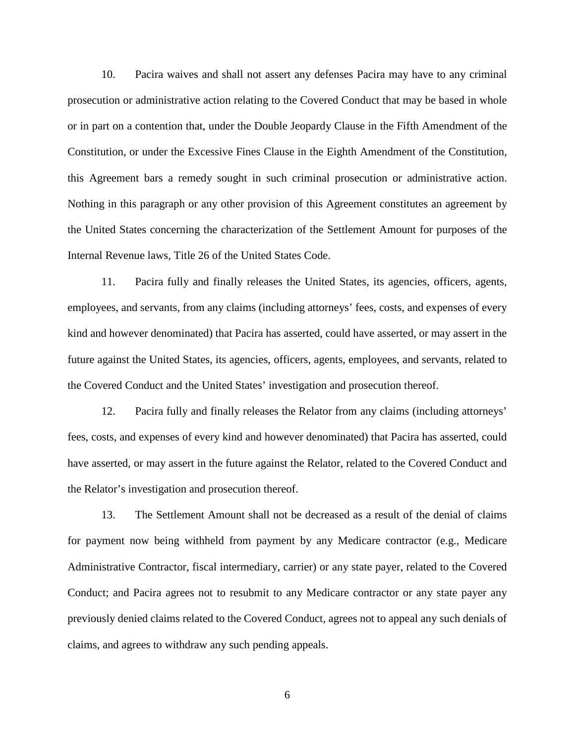10. Pacira waives and shall not assert any defenses Pacira may have to any criminal prosecution or administrative action relating to the Covered Conduct that may be based in whole or in part on a contention that, under the Double Jeopardy Clause in the Fifth Amendment of the Constitution, or under the Excessive Fines Clause in the Eighth Amendment of the Constitution, this Agreement bars a remedy sought in such criminal prosecution or administrative action. Nothing in this paragraph or any other provision of this Agreement constitutes an agreement by the United States concerning the characterization of the Settlement Amount for purposes of the Internal Revenue laws, Title 26 of the United States Code.

11. Pacira fully and finally releases the United States, its agencies, officers, agents, employees, and servants, from any claims (including attorneys' fees, costs, and expenses of every kind and however denominated) that Pacira has asserted, could have asserted, or may assert in the future against the United States, its agencies, officers, agents, employees, and servants, related to the Covered Conduct and the United States' investigation and prosecution thereof.

12. Pacira fully and finally releases the Relator from any claims (including attorneys' fees, costs, and expenses of every kind and however denominated) that Pacira has asserted, could have asserted, or may assert in the future against the Relator, related to the Covered Conduct and the Relator's investigation and prosecution thereof.

13. The Settlement Amount shall not be decreased as a result of the denial of claims for payment now being withheld from payment by any Medicare contractor (e.g., Medicare Administrative Contractor, fiscal intermediary, carrier) or any state payer, related to the Covered Conduct; and Pacira agrees not to resubmit to any Medicare contractor or any state payer any previously denied claims related to the Covered Conduct, agrees not to appeal any such denials of claims, and agrees to withdraw any such pending appeals.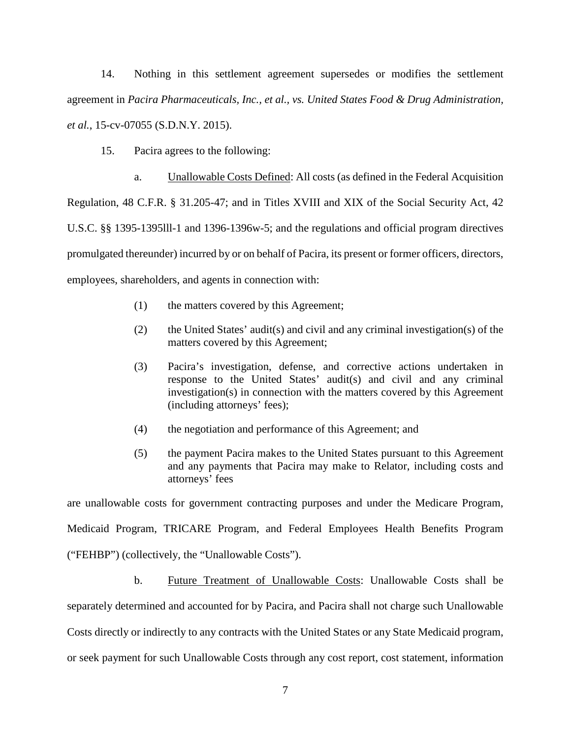14. Nothing in this settlement agreement supersedes or modifies the settlement agreement in *Pacira Pharmaceuticals, Inc., et al., vs. United States Food & Drug Administration, et al.*, 15-cv-07055 (S.D.N.Y. 2015).

15. Pacira agrees to the following:

a. Unallowable Costs Defined: All costs (as defined in the Federal Acquisition Regulation, 48 C.F.R. § 31.205-47; and in Titles XVIII and XIX of the Social Security Act, 42 U.S.C. §§ 1395-1395lll-1 and 1396-1396w-5; and the regulations and official program directives promulgated thereunder) incurred by or on behalf of Pacira, its present or former officers, directors, employees, shareholders, and agents in connection with:

(1) the matters covered by this Agreement;

(2) the United States' audit(s) and civil and any criminal investigation(s) of the matters covered by this Agreement;

(3) Pacira's investigation, defense, and corrective actions undertaken in response to the United States' audit(s) and civil and any criminal investigation(s) in connection with the matters covered by this Agreement (including attorneys' fees);

(4) the negotiation and performance of this Agreement; and

(5) the payment Pacira makes to the United States pursuant to this Agreement and any payments that Pacira may make to Relator, including costs and attorneys' fees

are unallowable costs for government contracting purposes and under the Medicare Program, Medicaid Program, TRICARE Program, and Federal Employees Health Benefits Program ("FEHBP") (collectively, the "Unallowable Costs").

b. Future Treatment of Unallowable Costs: Unallowable Costs shall be separately determined and accounted for by Pacira, and Pacira shall not charge such Unallowable Costs directly or indirectly to any contracts with the United States or any State Medicaid program, or seek payment for such Unallowable Costs through any cost report, cost statement, information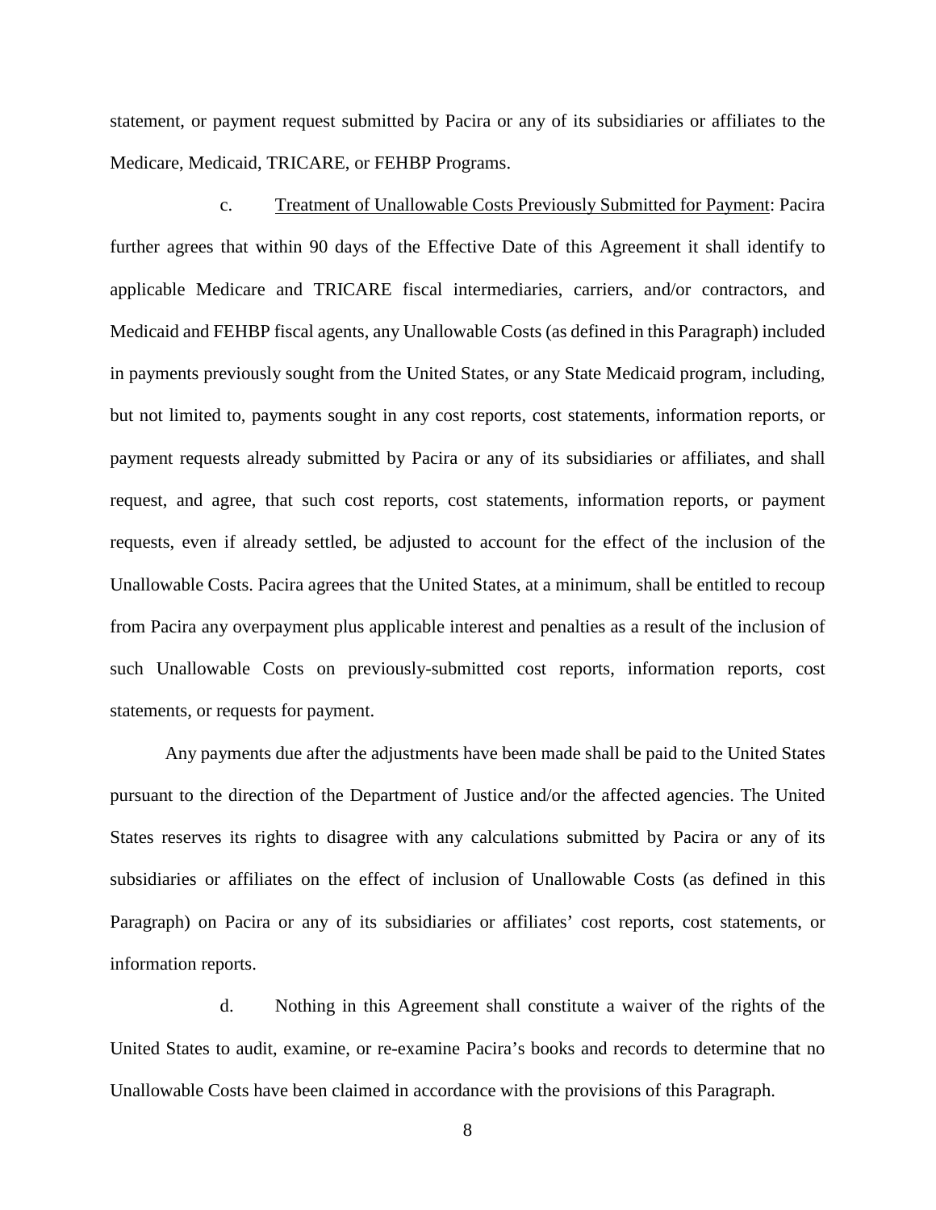statement, or payment request submitted by Pacira or any of its subsidiaries or affiliates to the Medicare, Medicaid, TRICARE, or FEHBP Programs.

c. Treatment of Unallowable Costs Previously Submitted for Payment: Pacira further agrees that within 90 days of the Effective Date of this Agreement it shall identify to applicable Medicare and TRICARE fiscal intermediaries, carriers, and/or contractors, and Medicaid and FEHBP fiscal agents, any Unallowable Costs (as defined in this Paragraph) included in payments previously sought from the United States, or any State Medicaid program, including, but not limited to, payments sought in any cost reports, cost statements, information reports, or payment requests already submitted by Pacira or any of its subsidiaries or affiliates, and shall request, and agree, that such cost reports, cost statements, information reports, or payment requests, even if already settled, be adjusted to account for the effect of the inclusion of the Unallowable Costs. Pacira agrees that the United States, at a minimum, shall be entitled to recoup from Pacira any overpayment plus applicable interest and penalties as a result of the inclusion of such Unallowable Costs on previously-submitted cost reports, information reports, cost statements, or requests for payment.

Any payments due after the adjustments have been made shall be paid to the United States pursuant to the direction of the Department of Justice and/or the affected agencies. The United States reserves its rights to disagree with any calculations submitted by Pacira or any of its subsidiaries or affiliates on the effect of inclusion of Unallowable Costs (as defined in this Paragraph) on Pacira or any of its subsidiaries or affiliates' cost reports, cost statements, or information reports.

d. Nothing in this Agreement shall constitute a waiver of the rights of the United States to audit, examine, or re-examine Pacira's books and records to determine that no Unallowable Costs have been claimed in accordance with the provisions of this Paragraph.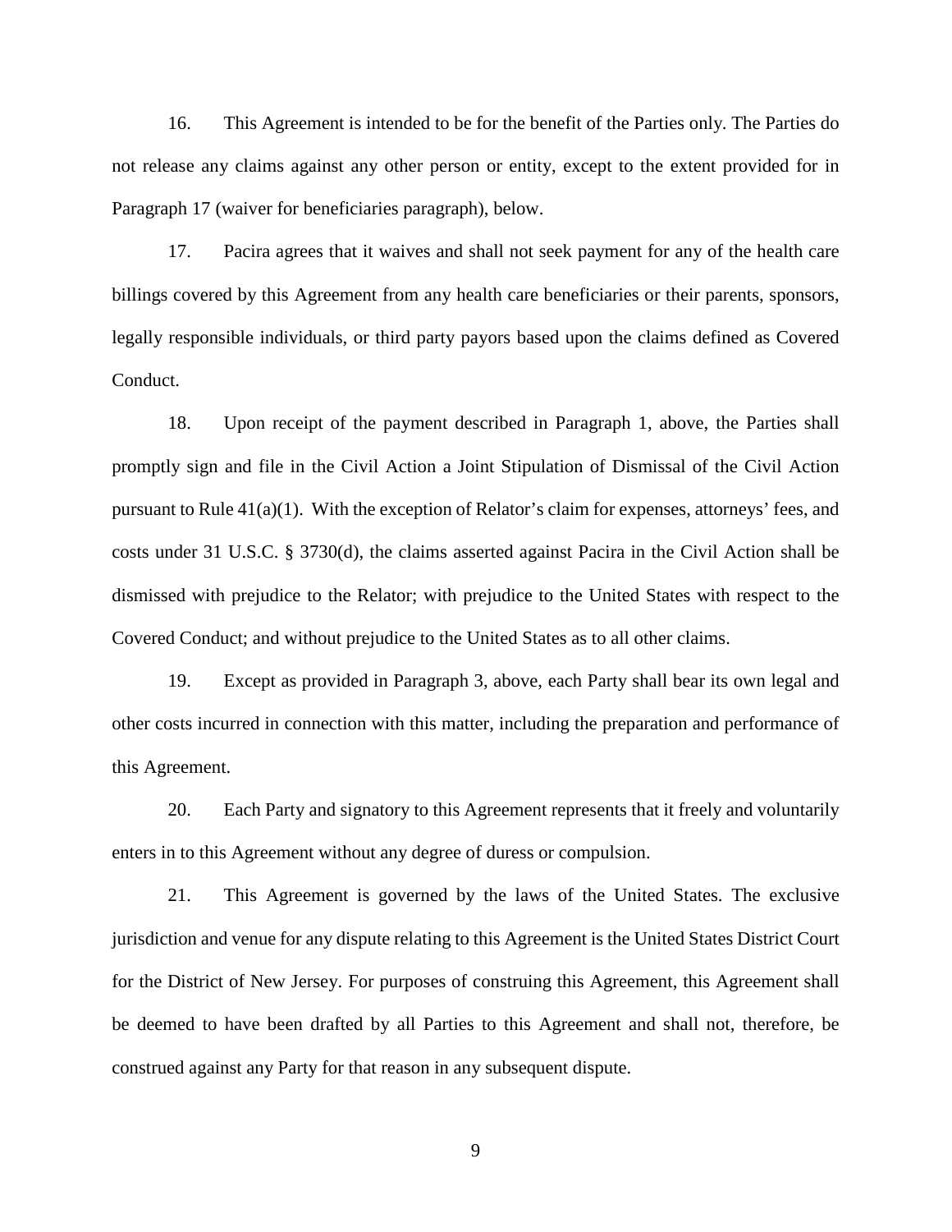16. This Agreement is intended to be for the benefit of the Parties only. The Parties do not release any claims against any other person or entity, except to the extent provided for in Paragraph 17 (waiver for beneficiaries paragraph), below.

17. Pacira agrees that it waives and shall not seek payment for any of the health care billings covered by this Agreement from any health care beneficiaries or their parents, sponsors, legally responsible individuals, or third party payors based upon the claims defined as Covered Conduct.

18. Upon receipt of the payment described in Paragraph 1, above, the Parties shall promptly sign and file in the Civil Action a Joint Stipulation of Dismissal of the Civil Action pursuant to Rule 41(a)(1). With the exception of Relator's claim for expenses, attorneys' fees, and costs under 31 U.S.C. § 3730(d), the claims asserted against Pacira in the Civil Action shall be dismissed with prejudice to the Relator; with prejudice to the United States with respect to the Covered Conduct; and without prejudice to the United States as to all other claims.

19. Except as provided in Paragraph 3, above, each Party shall bear its own legal and other costs incurred in connection with this matter, including the preparation and performance of this Agreement.

20. Each Party and signatory to this Agreement represents that it freely and voluntarily enters in to this Agreement without any degree of duress or compulsion.

21. This Agreement is governed by the laws of the United States. The exclusive jurisdiction and venue for any dispute relating to this Agreement is the United States District Court for the District of New Jersey. For purposes of construing this Agreement, this Agreement shall be deemed to have been drafted by all Parties to this Agreement and shall not, therefore, be construed against any Party for that reason in any subsequent dispute.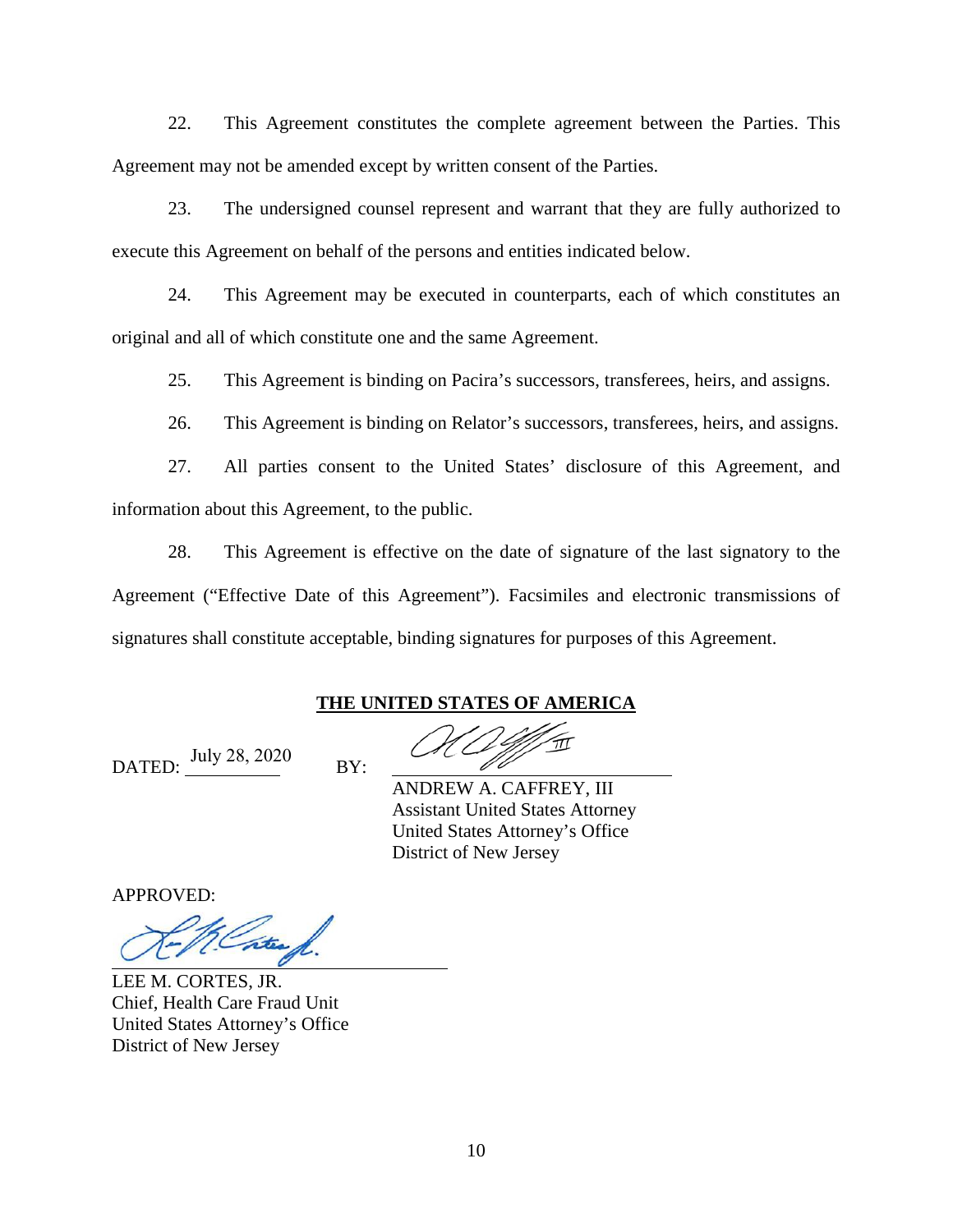22. This Agreement constitutes the complete agreement between the Parties. This Agreement may not be amended except by written consent of the Parties.

23. The undersigned counsel represent and warrant that they are fully authorized to execute this Agreement on behalf of the persons and entities indicated below.

24. This Agreement may be executed in counterparts, each of which constitutes an original and all of which constitute one and the same Agreement.

25. This Agreement is binding on Pacira's successors, transferees, heirs, and assigns.

26. This Agreement is binding on Relator's successors, transferees, heirs, and assigns.

27. All parties consent to the United States' disclosure of this Agreement, and information about this Agreement, to the public.

28. This Agreement is effective on the date of signature of the last signatory to the Agreement ("Effective Date of this Agreement"). Facsimiles and electronic transmissions of signatures shall constitute acceptable, binding signatures for purposes of this Agreement.

**THE UNITED STATES OF AMERICA**

DATED: July 28, 2020 BY: ______________________

ANDREW A. CAFFREY, III
Assistant United States Attorney
United States Attorney's Office
District of New Jersey

APPROVED:

______________________

LEE M. CORTES, JR.
Chief, Health Care Fraud Unit
United States Attorney's Office
District of New Jersey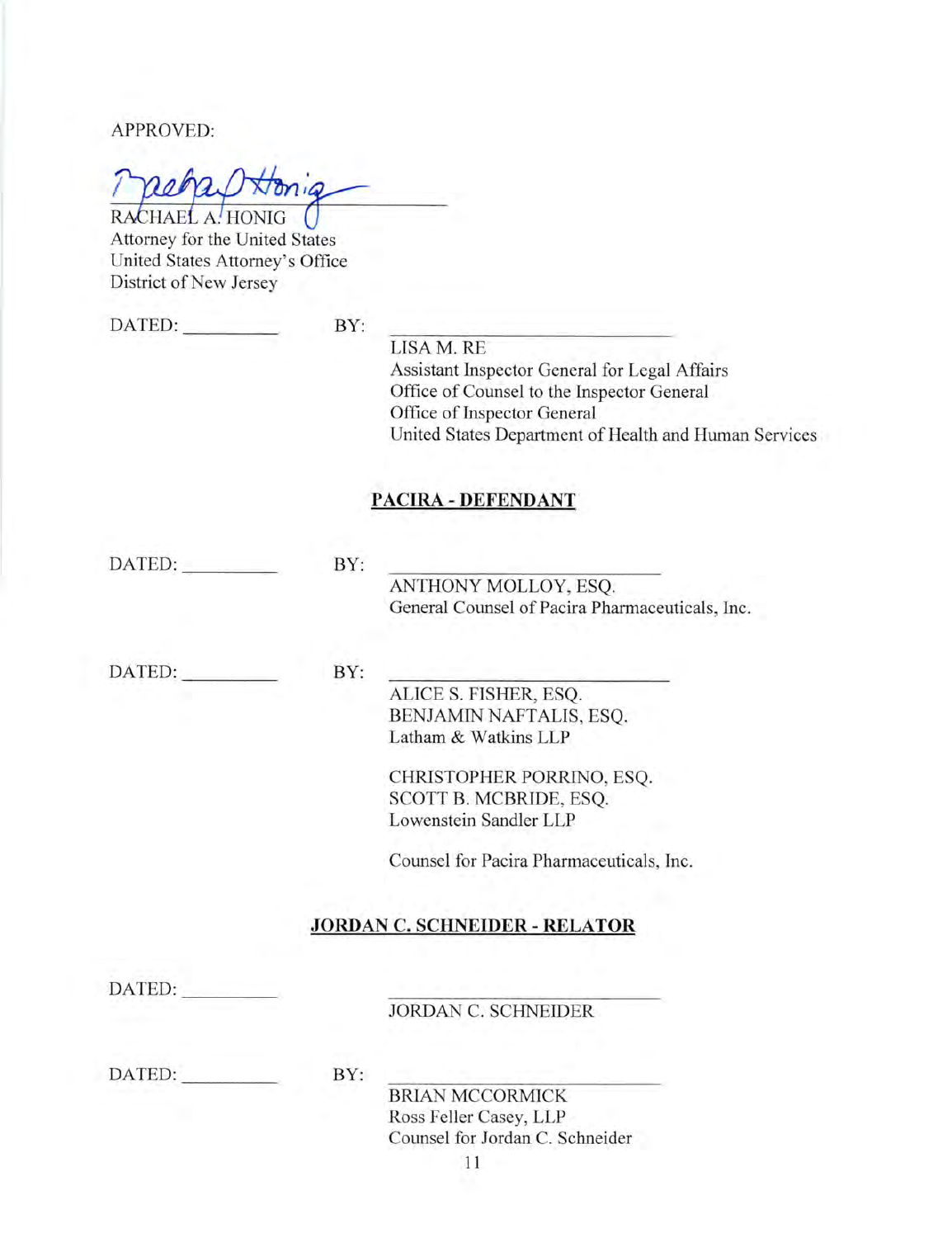APPROVED:

_______________________________
RACHAEL A. HONIG
Attorney for the United States
United States Attorney's Office
District of New Jersey

DATED: __________ BY: _______________________________

LISA M. RE
Assistant Inspector General for Legal Affairs
Office of Counsel to the Inspector General
Office of Inspector General
United States Department of Health and Human Services

**PACIRA - DEFENDANT**

DATED: __________ BY: _______________________________

ANTHONY MOLLOY, ESQ.
General Counsel of Pacira Pharmaceuticals, Inc.

DATED: __________ BY: _______________________________

ALICE S. FISHER, ESQ.
BENJAMIN NAFTALIS, ESQ.
Latham & Watkins LLP

CHRISTOPHER PORRINO, ESQ.
SCOTT B. MCBRIDE, ESQ.
Lowenstein Sandler LLP

Counsel for Pacira Pharmaceuticals, Inc.

**JORDAN C. SCHNEIDER - RELATOR**

DATED: __________ _______________________________

JORDAN C. SCHNEIDER

DATED: __________ BY: _______________________________

BRIAN MCCORMICK
Ross Feller Casey, LLP
Counsel for Jordan C. Schneider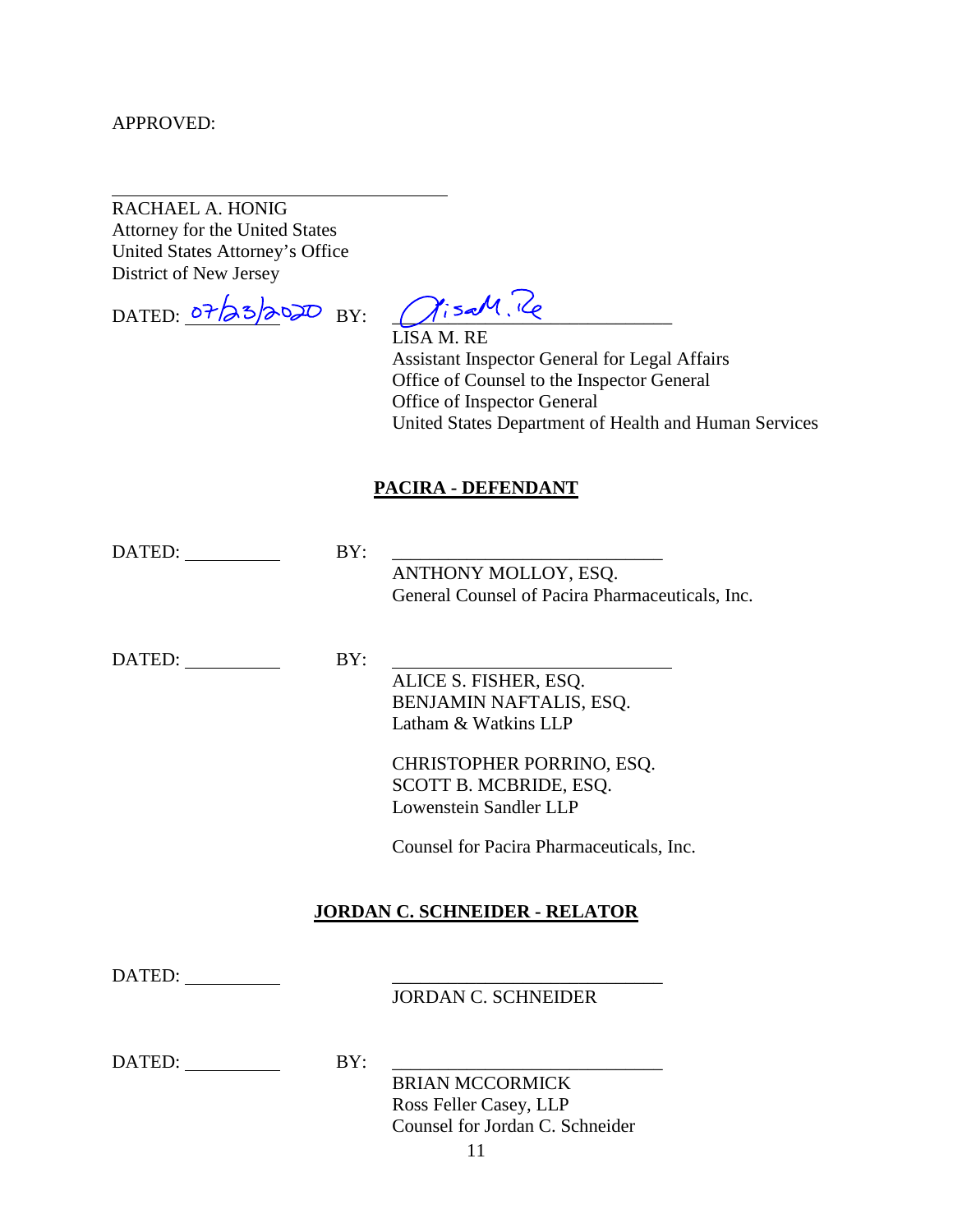APPROVED:

\_\_\_\_\_\_\_\_\_\_\_\_\_\_\_\_\_\_\_\_\_\_\_\_\_\_\_\_\_\_\_\_

RACHAEL A. HONIG
Attorney for the United States
United States Attorney's Office
District of New Jersey

DATED: 07/23/2020 BY: Lisa M. Re

LISA M. RE
Assistant Inspector General for Legal Affairs
Office of Counsel to the Inspector General
Office of Inspector General
United States Department of Health and Human Services

**PACIRA - DEFENDANT**

DATED: \_\_\_\_\_\_\_\_\_\_ BY: \_\_\_\_\_\_\_\_\_\_\_\_\_\_\_\_\_\_\_\_\_\_\_\_\_\_\_\_

ANTHONY MOLLOY, ESQ.
General Counsel of Pacira Pharmaceuticals, Inc.

DATED: \_\_\_\_\_\_\_\_\_\_ BY: \_\_\_\_\_\_\_\_\_\_\_\_\_\_\_\_\_\_\_\_\_\_\_\_\_\_\_\_

ALICE S. FISHER, ESQ.
BENJAMIN NAFTALIS, ESQ.
Latham & Watkins LLP

CHRISTOPHER PORRINO, ESQ.
SCOTT B. MCBRIDE, ESQ.
Lowenstein Sandler LLP

Counsel for Pacira Pharmaceuticals, Inc.

**JORDAN C. SCHNEIDER - RELATOR**

DATED: \_\_\_\_\_\_\_\_\_\_ \_\_\_\_\_\_\_\_\_\_\_\_\_\_\_\_\_\_\_\_\_\_\_\_\_\_\_\_

JORDAN C. SCHNEIDER

DATED: \_\_\_\_\_\_\_\_\_\_ BY: \_\_\_\_\_\_\_\_\_\_\_\_\_\_\_\_\_\_\_\_\_\_\_\_\_\_\_\_

BRIAN MCCORMICK
Ross Feller Casey, LLP
Counsel for Jordan C. Schneider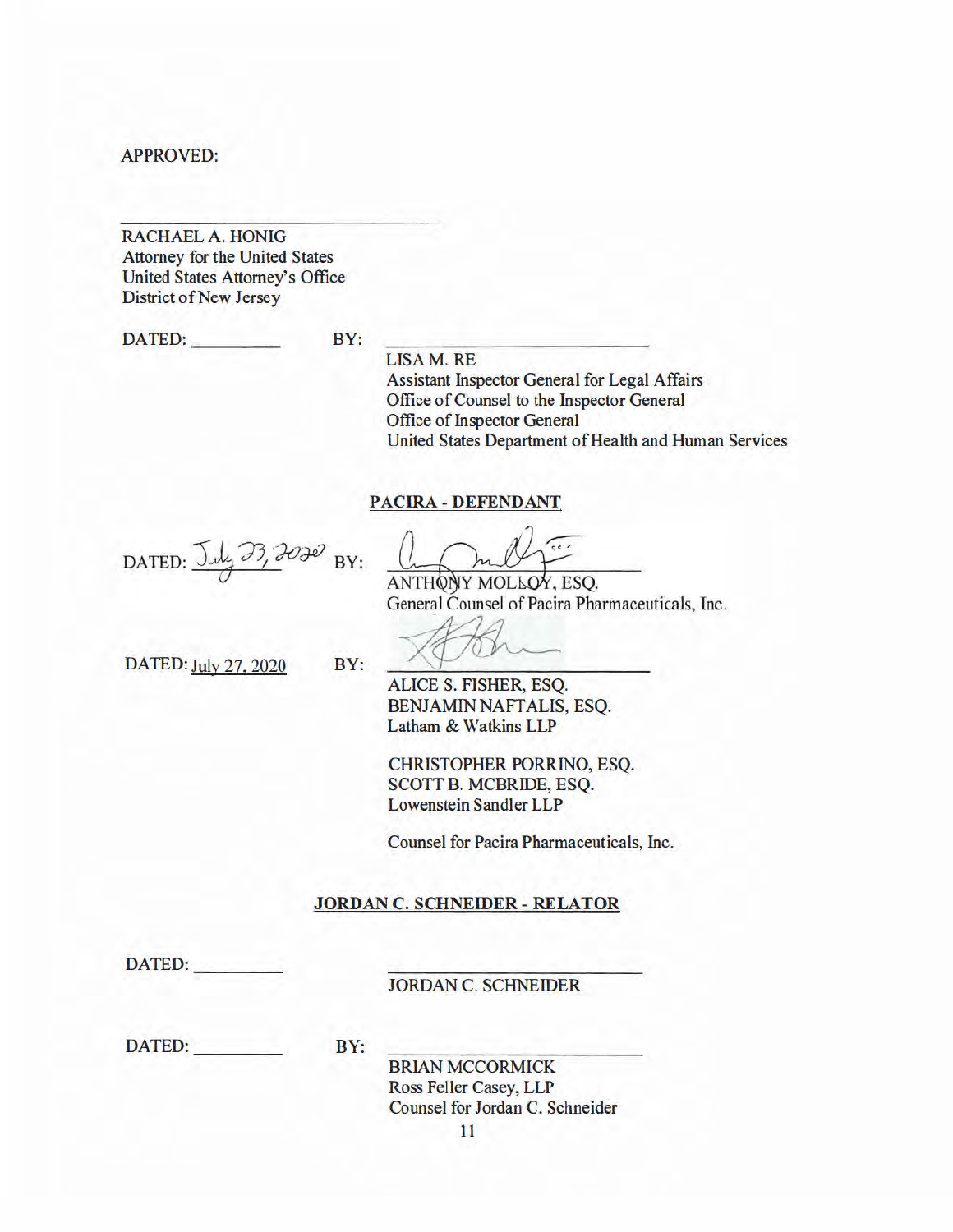APPROVED:

\_\_\_\_\_\_\_\_\_\_\_\_\_\_\_\_\_\_\_\_\_\_\_\_\_\_\_\_\_\_

RACHAEL A. HONIG
Attorney for the United States
United States Attorney's Office
District of New Jersey

DATED: \_\_\_\_\_\_\_\_\_ BY: \_\_\_\_\_\_\_\_\_\_\_\_\_\_\_\_\_\_\_\_\_\_\_\_\_\_

LISA M. RE
Assistant Inspector General for Legal Affairs
Office of Counsel to the Inspector General
Office of Inspector General
United States Department of Health and Human Services

**PACIRA - DEFENDANT**

DATED: July 23, 2020 BY: \_\_\_\_\_\_\_\_\_\_\_\_\_\_\_\_\_\_\_\_\_\_\_\_\_\_

ANTHONY MOLLOY, ESQ.
General Counsel of Pacira Pharmaceuticals, Inc.

DATED: July 27, 2020 BY: \_\_\_\_\_\_\_\_\_\_\_\_\_\_\_\_\_\_\_\_\_\_\_\_\_\_

ALICE S. FISHER, ESQ.
BENJAMIN NAFTALIS, ESQ.
Latham & Watkins LLP

CHRISTOPHER PORRINO, ESQ.
SCOTT B. MCBRIDE, ESQ.
Lowenstein Sandler LLP

Counsel for Pacira Pharmaceuticals, Inc.

**JORDAN C. SCHNEIDER - RELATOR**

DATED: \_\_\_\_\_\_\_\_\_ \_\_\_\_\_\_\_\_\_\_\_\_\_\_\_\_\_\_\_\_\_\_\_\_\_\_

JORDAN C. SCHNEIDER

DATED: \_\_\_\_\_\_\_\_\_ BY: \_\_\_\_\_\_\_\_\_\_\_\_\_\_\_\_\_\_\_\_\_\_\_\_\_\_

BRIAN MCCORMICK
Ross Feller Casey, LLP
Counsel for Jordan C. Schneider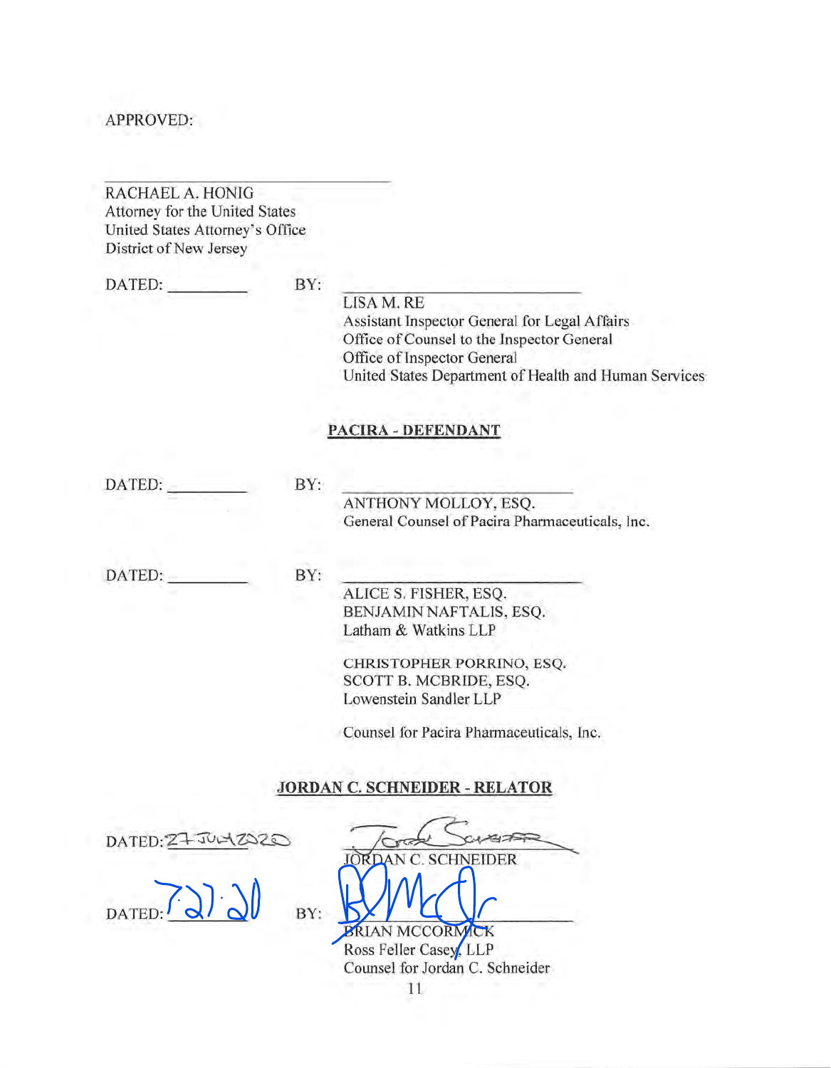APPROVED:

______________________________
RACHAEL A. HONIG
Attorney for the United States
United States Attorney's Office
District of New Jersey

DATED: _________ BY: ______________________________
LISA M. RE
Assistant Inspector General for Legal Affairs
Office of Counsel to the Inspector General
Office of Inspector General
United States Department of Health and Human Services

**PACIRA - DEFENDANT**

DATED: _________ BY: ______________________________
ANTHONY MOLLOY, ESQ.
General Counsel of Pacira Pharmaceuticals, Inc.

DATED: _________ BY: ______________________________
ALICE S. FISHER, ESQ.
BENJAMIN NAFTALIS, ESQ.
Latham & Watkins LLP

CHRISTOPHER PORRINO, ESQ.
SCOTT B. MCBRIDE, ESQ.
Lowenstein Sandler LLP

Counsel for Pacira Pharmaceuticals, Inc.

**JORDAN C. SCHNEIDER - RELATOR**

DATED: 27 JULY 2020 [signature]
JORDAN C. SCHNEIDER

DATED: 7.27.20 BY: [signature]
BRIAN MCCORMICK
Ross Feller Casey, LLP
Counsel for Jordan C. Schneider